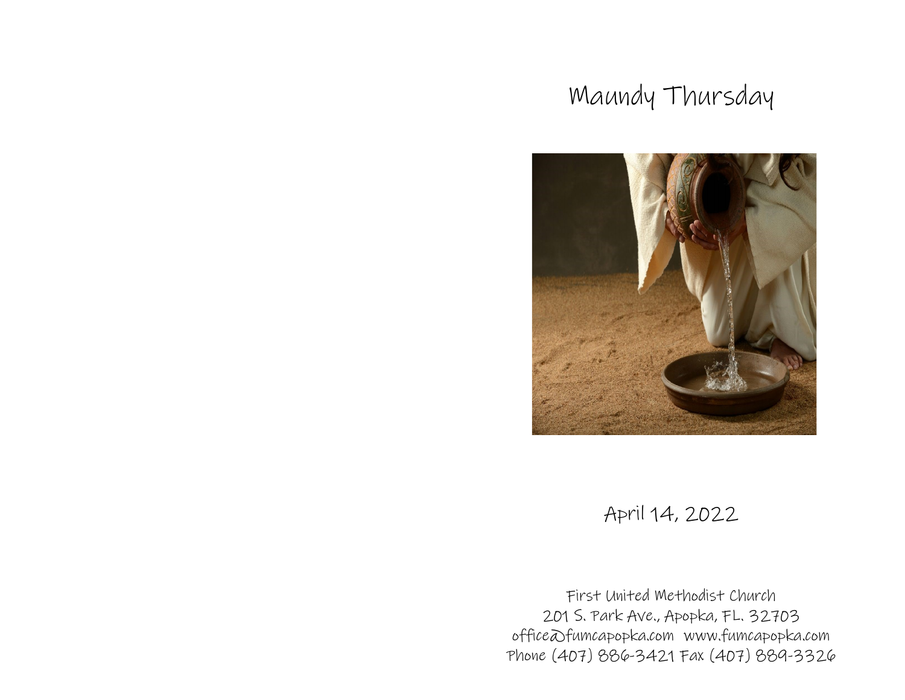# Maundy Thursday

April 14, 2022

First United Methodist Church
201 S. Park Ave., Apopka, FL. 32703
office@fumcapopka.com www.fumcapopka.com
Phone (407) 886-3421 Fax (407) 889-3326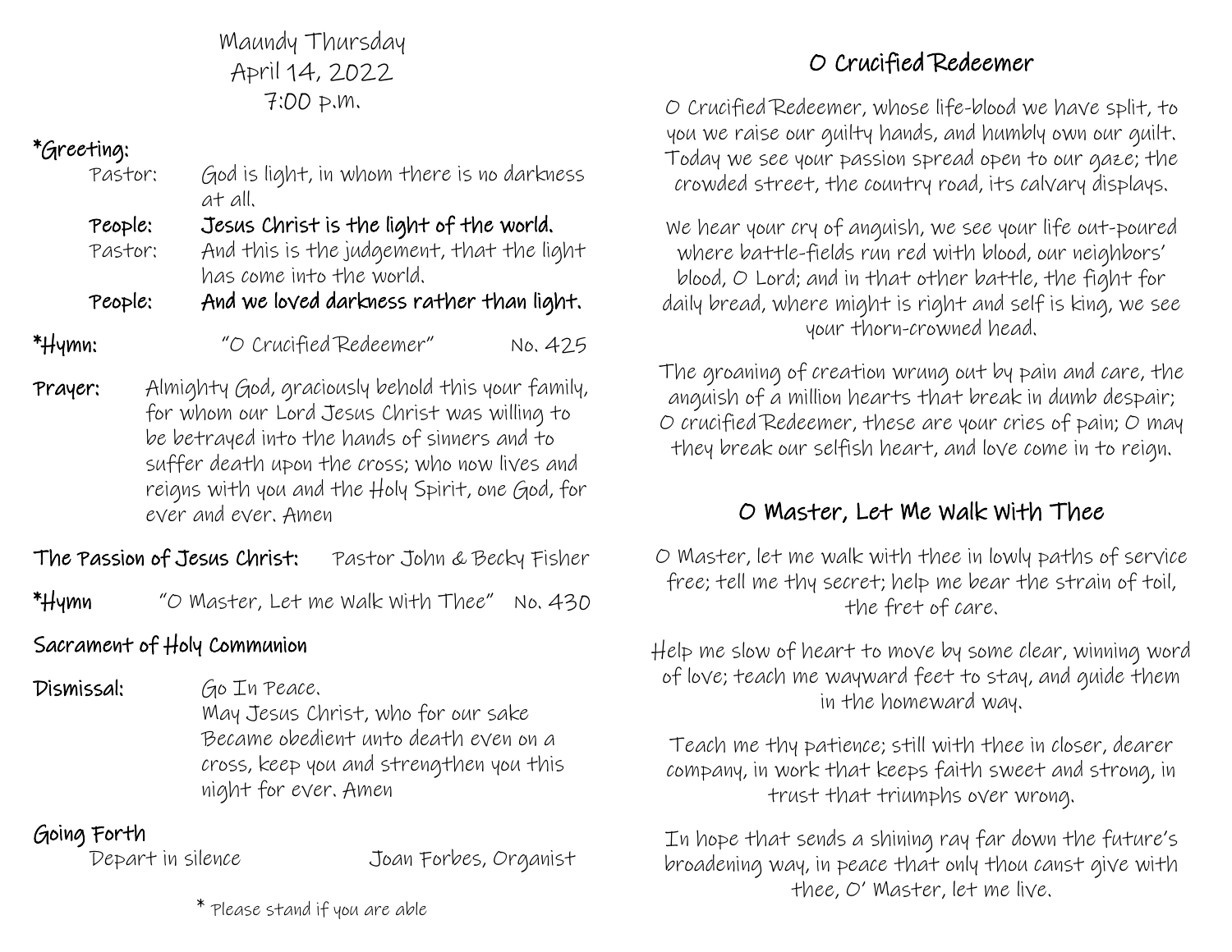# Maundy Thursday
April 14, 2022
7:00 p.m.

**\*Greeting:**

Pastor: God is light, in whom there is no darkness at all.

**People: Jesus Christ is the light of the world.**

Pastor: And this is the judgement, that the light has come into the world.

**People: And we loved darkness rather than light.**

**\*Hymn:** "O Crucified Redeemer" No. 425

**Prayer:** Almighty God, graciously behold this your family, for whom our Lord Jesus Christ was willing to be betrayed into the hands of sinners and to suffer death upon the cross; who now lives and reigns with you and the Holy Spirit, one God, for ever and ever. Amen

**The Passion of Jesus Christ:** Pastor John & Becky Fisher

**\*Hymn** "O Master, Let me Walk With Thee" No. 430

**Sacrament of Holy Communion**

**Dismissal:** Go In Peace.
May Jesus Christ, who for our sake
Became obedient unto death even on a cross, keep you and strengthen you this night for ever. Amen

**Going Forth**

Depart in silence Joan Forbes, Organist

\* Please stand if you are able

## O Crucified Redeemer

O Crucified Redeemer, whose life-blood we have spilt, to you we raise our guilty hands, and humbly own our guilt. Today we see your passion spread open to our gaze; the crowded street, the country road, its calvary displays.

We hear your cry of anguish, we see your life out-poured where battle-fields run red with blood, our neighbors' blood, O Lord; and in that other battle, the fight for daily bread, where might is right and self is king, we see your thorn-crowned head.

The groaning of creation wrung out by pain and care, the anguish of a million hearts that break in dumb despair; O crucified Redeemer, these are your cries of pain; O may they break our selfish heart, and love come in to reign.

## O Master, Let Me Walk With Thee

O Master, let me walk with thee in lowly paths of service free; tell me thy secret; help me bear the strain of toil, the fret of care.

Help me slow of heart to move by some clear, winning word of love; teach me wayward feet to stay, and guide them in the homeward way.

Teach me thy patience; still with thee in closer, dearer company, in work that keeps faith sweet and strong, in trust that triumphs over wrong.

In hope that sends a shining ray far down the future's broadening way, in peace that only thou canst give with thee, O' Master, let me live.